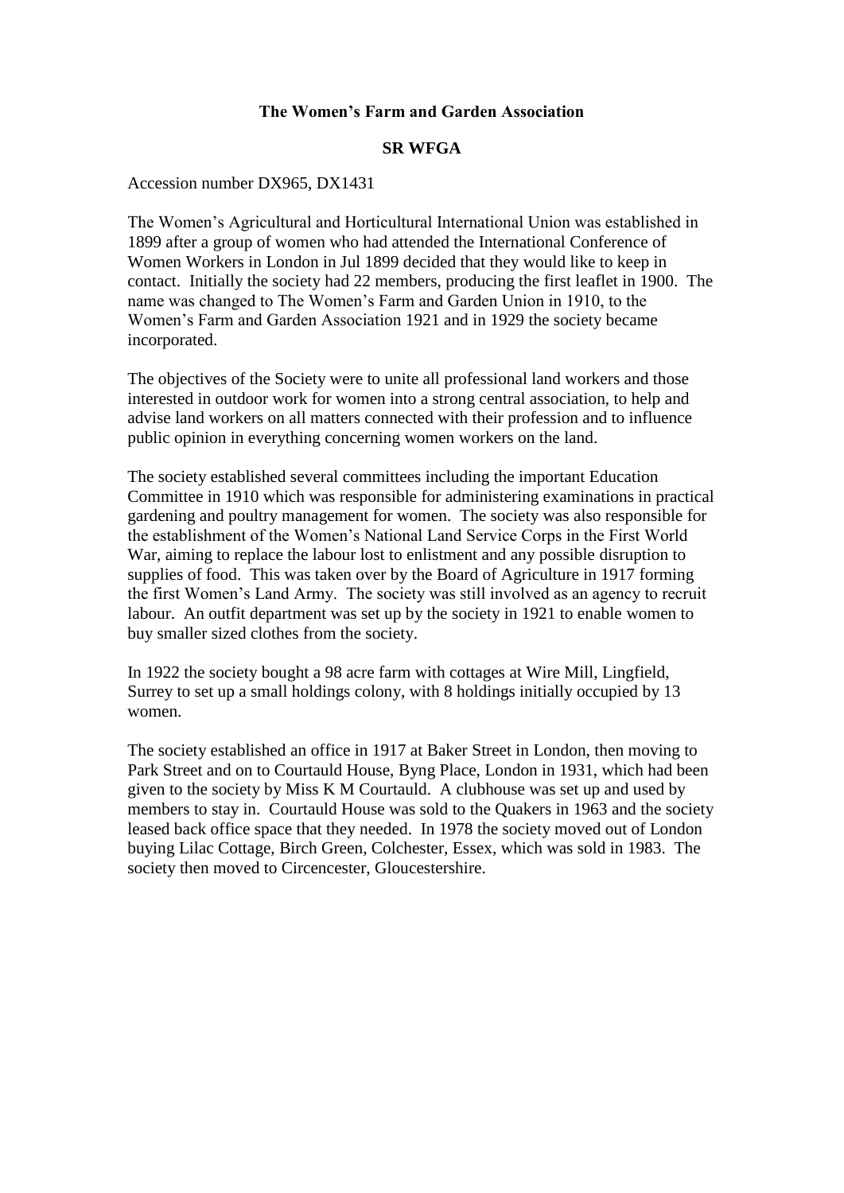# The Women's Farm and Garden Association

## SR WFGA

Accession number DX965, DX1431

The Women's Agricultural and Horticultural International Union was established in 1899 after a group of women who had attended the International Conference of Women Workers in London in Jul 1899 decided that they would like to keep in contact. Initially the society had 22 members, producing the first leaflet in 1900. The name was changed to The Women's Farm and Garden Union in 1910, to the Women's Farm and Garden Association 1921 and in 1929 the society became incorporated.

The objectives of the Society were to unite all professional land workers and those interested in outdoor work for women into a strong central association, to help and advise land workers on all matters connected with their profession and to influence public opinion in everything concerning women workers on the land.

The society established several committees including the important Education Committee in 1910 which was responsible for administering examinations in practical gardening and poultry management for women. The society was also responsible for the establishment of the Women's National Land Service Corps in the First World War, aiming to replace the labour lost to enlistment and any possible disruption to supplies of food. This was taken over by the Board of Agriculture in 1917 forming the first Women's Land Army. The society was still involved as an agency to recruit labour. An outfit department was set up by the society in 1921 to enable women to buy smaller sized clothes from the society.

In 1922 the society bought a 98 acre farm with cottages at Wire Mill, Lingfield, Surrey to set up a small holdings colony, with 8 holdings initially occupied by 13 women.

The society established an office in 1917 at Baker Street in London, then moving to Park Street and on to Courtauld House, Byng Place, London in 1931, which had been given to the society by Miss K M Courtauld. A clubhouse was set up and used by members to stay in. Courtauld House was sold to the Quakers in 1963 and the society leased back office space that they needed. In 1978 the society moved out of London buying Lilac Cottage, Birch Green, Colchester, Essex, which was sold in 1983. The society then moved to Circencester, Gloucestershire.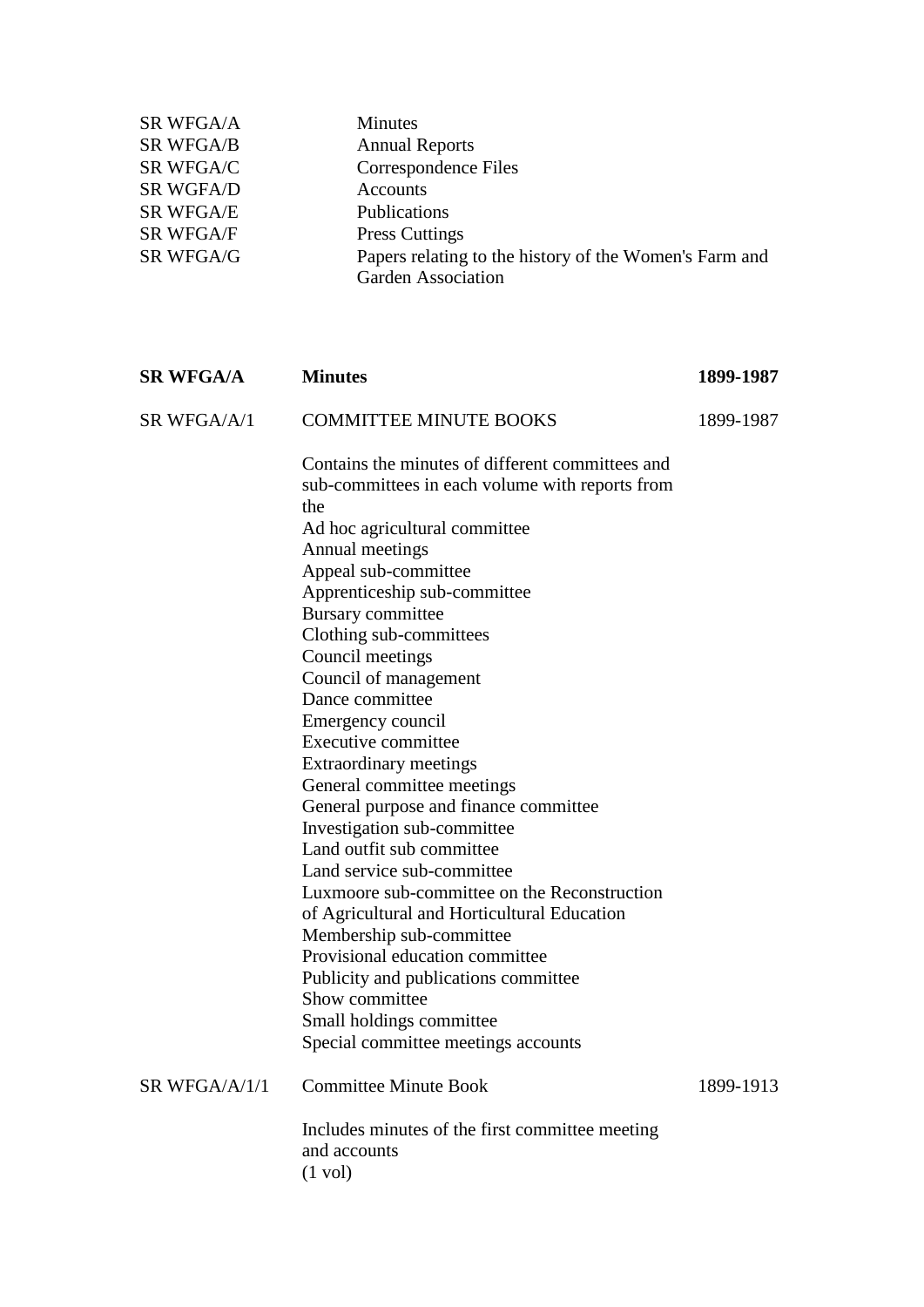| | |
|---|---|
| SR WFGA/A | Minutes |
| SR WFGA/B | Annual Reports |
| SR WFGA/C | Correspondence Files |
| SR WGFA/D | Accounts |
| SR WFGA/E | Publications |
| SR WFGA/F | Press Cuttings |
| SR WFGA/G | Papers relating to the history of the Women's Farm and Garden Association |

| | | |
|---|---|---|
| **SR WFGA/A** | **Minutes** | **1899-1987** |
| SR WFGA/A/1 | COMMITTEE MINUTE BOOKS | 1899-1987 |

Contains the minutes of different committees and sub-committees in each volume with reports from the
Ad hoc agricultural committee
Annual meetings
Appeal sub-committee
Apprenticeship sub-committee
Bursary committee
Clothing sub-committees
Council meetings
Council of management
Dance committee
Emergency council
Executive committee
Extraordinary meetings
General committee meetings
General purpose and finance committee
Investigation sub-committee
Land outfit sub committee
Land service sub-committee
Luxmoore sub-committee on the Reconstruction of Agricultural and Horticultural Education
Membership sub-committee
Provisional education committee
Publicity and publications committee
Show committee
Small holdings committee
Special committee meetings accounts

| | | |
|---|---|---|
| SR WFGA/A/1/1 | Committee Minute Book | 1899-1913 |

Includes minutes of the first committee meeting and accounts
(1 vol)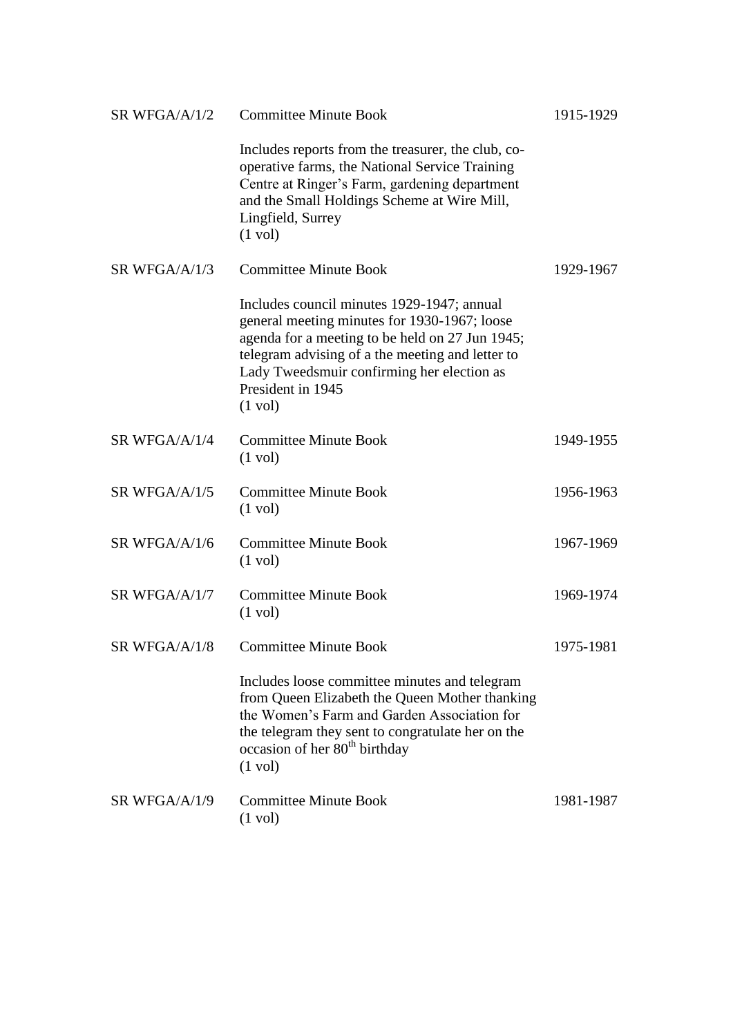| | | |
|---|---|---|
| SR WFGA/A/1/2 | Committee Minute Book<br><br>Includes reports from the treasurer, the club, co-operative farms, the National Service Training Centre at Ringer's Farm, gardening department and the Small Holdings Scheme at Wire Mill, Lingfield, Surrey<br>(1 vol) | 1915-1929 |
| SR WFGA/A/1/3 | Committee Minute Book<br><br>Includes council minutes 1929-1947; annual general meeting minutes for 1930-1967; loose agenda for a meeting to be held on 27 Jun 1945; telegram advising of a the meeting and letter to Lady Tweedsmuir confirming her election as President in 1945<br>(1 vol) | 1929-1967 |
| SR WFGA/A/1/4 | Committee Minute Book<br>(1 vol) | 1949-1955 |
| SR WFGA/A/1/5 | Committee Minute Book<br>(1 vol) | 1956-1963 |
| SR WFGA/A/1/6 | Committee Minute Book<br>(1 vol) | 1967-1969 |
| SR WFGA/A/1/7 | Committee Minute Book<br>(1 vol) | 1969-1974 |
| SR WFGA/A/1/8 | Committee Minute Book<br><br>Includes loose committee minutes and telegram from Queen Elizabeth the Queen Mother thanking the Women's Farm and Garden Association for the telegram they sent to congratulate her on the occasion of her 80th birthday<br>(1 vol) | 1975-1981 |
| SR WFGA/A/1/9 | Committee Minute Book<br>(1 vol) | 1981-1987 |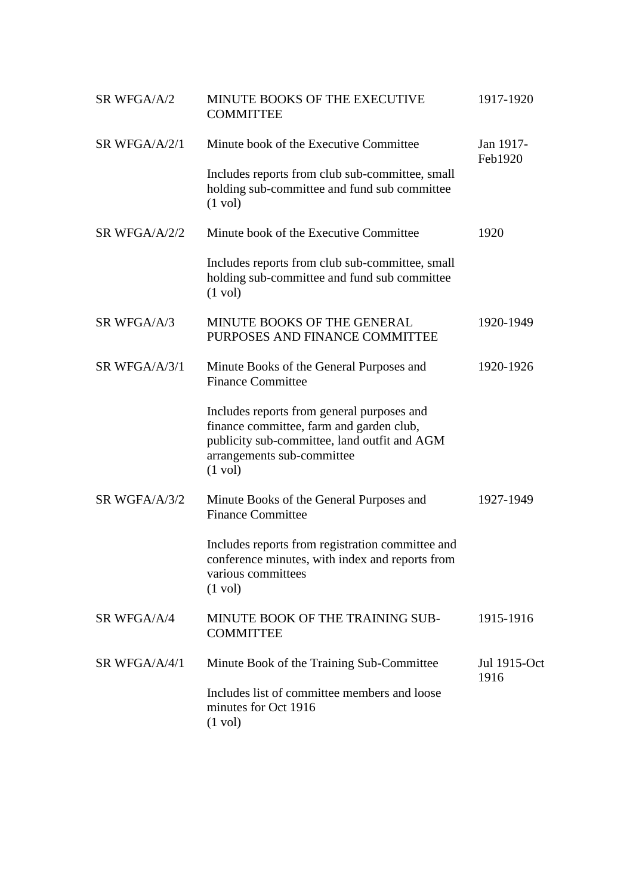| | | |
|---|---|---|
| SR WFGA/A/2 | MINUTE BOOKS OF THE EXECUTIVE COMMITTEE | 1917-1920 |
| SR WFGA/A/2/1 | Minute book of the Executive Committee<br><br>Includes reports from club sub-committee, small holding sub-committee and fund sub committee<br>(1 vol) | Jan 1917-Feb1920 |
| SR WFGA/A/2/2 | Minute book of the Executive Committee<br><br>Includes reports from club sub-committee, small holding sub-committee and fund sub committee<br>(1 vol) | 1920 |
| SR WFGA/A/3 | MINUTE BOOKS OF THE GENERAL PURPOSES AND FINANCE COMMITTEE | 1920-1949 |
| SR WFGA/A/3/1 | Minute Books of the General Purposes and Finance Committee<br><br>Includes reports from general purposes and finance committee, farm and garden club, publicity sub-committee, land outfit and AGM arrangements sub-committee<br>(1 vol) | 1920-1926 |
| SR WGFA/A/3/2 | Minute Books of the General Purposes and Finance Committee<br><br>Includes reports from registration committee and conference minutes, with index and reports from various committees<br>(1 vol) | 1927-1949 |
| SR WFGA/A/4 | MINUTE BOOK OF THE TRAINING SUB-COMMITTEE | 1915-1916 |
| SR WFGA/A/4/1 | Minute Book of the Training Sub-Committee<br><br>Includes list of committee members and loose minutes for Oct 1916<br>(1 vol) | Jul 1915-Oct 1916 |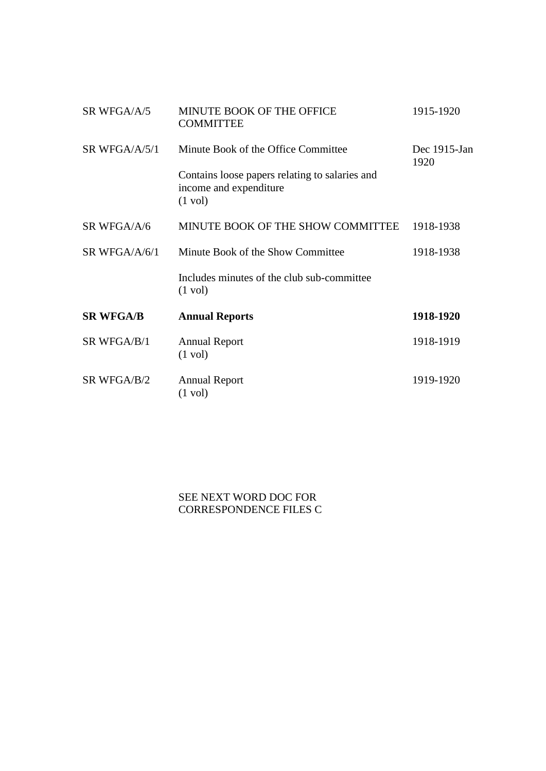| | | |
|---|---|---|
| SR WFGA/A/5 | MINUTE BOOK OF THE OFFICE COMMITTEE | 1915-1920 |
| SR WFGA/A/5/1 | Minute Book of the Office Committee<br><br>Contains loose papers relating to salaries and income and expenditure<br>(1 vol) | Dec 1915-Jan 1920 |
| SR WFGA/A/6 | MINUTE BOOK OF THE SHOW COMMITTEE | 1918-1938 |
| SR WFGA/A/6/1 | Minute Book of the Show Committee<br><br>Includes minutes of the club sub-committee<br>(1 vol) | 1918-1938 |
| **SR WFGA/B** | **Annual Reports** | **1918-1920** |
| SR WFGA/B/1 | Annual Report<br>(1 vol) | 1918-1919 |
| SR WFGA/B/2 | Annual Report<br>(1 vol) | 1919-1920 |

SEE NEXT WORD DOC FOR CORRESPONDENCE FILES C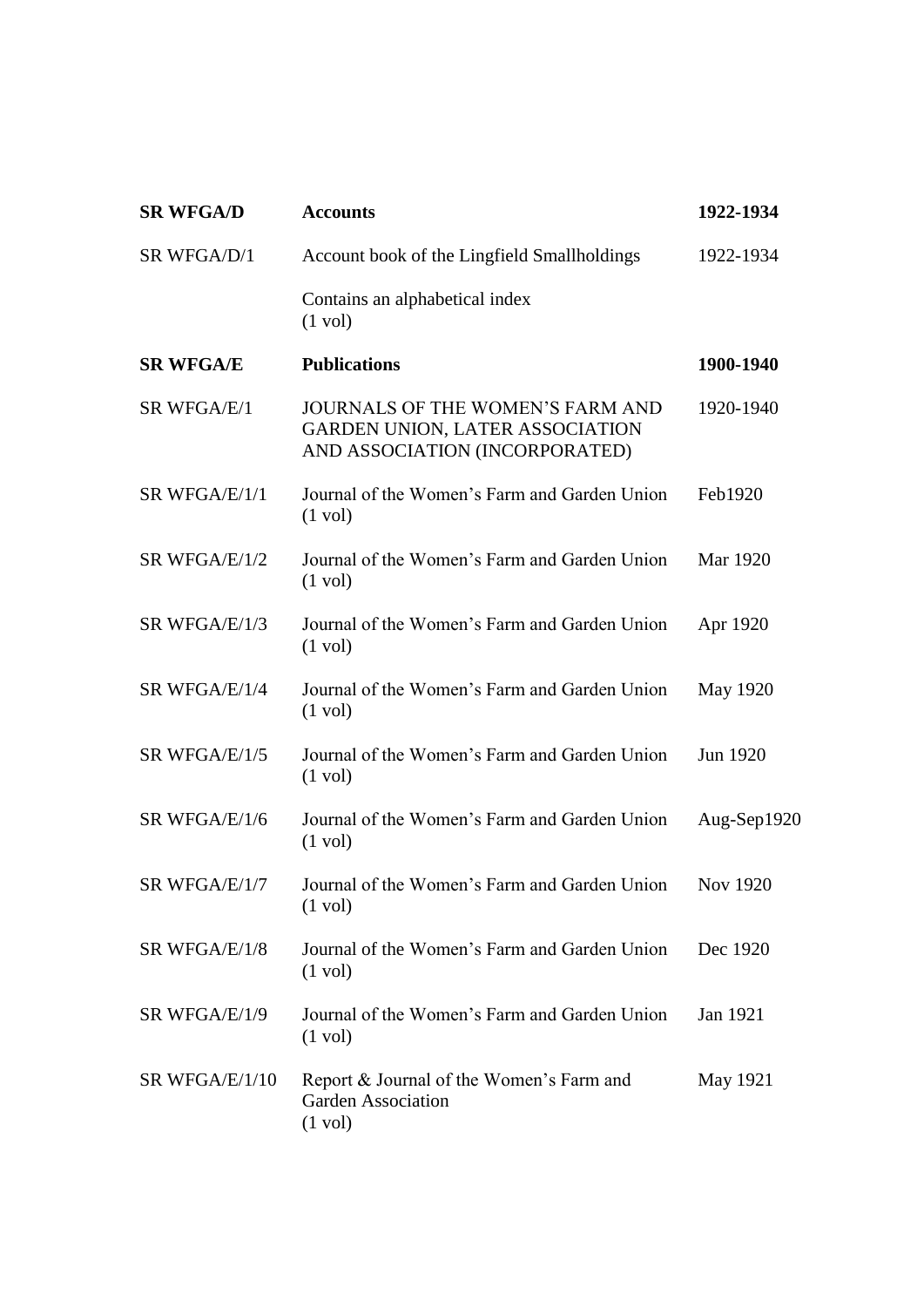| | | |
|---|---|---|
| **SR WFGA/D** | **Accounts** | **1922-1934** |
| SR WFGA/D/1 | Account book of the Lingfield Smallholdings | 1922-1934 |
| | Contains an alphabetical index<br>(1 vol) | |
| **SR WFGA/E** | **Publications** | **1900-1940** |
| SR WFGA/E/1 | JOURNALS OF THE WOMEN'S FARM AND GARDEN UNION, LATER ASSOCIATION AND ASSOCIATION (INCORPORATED) | 1920-1940 |
| SR WFGA/E/1/1 | Journal of the Women's Farm and Garden Union<br>(1 vol) | Feb1920 |
| SR WFGA/E/1/2 | Journal of the Women's Farm and Garden Union<br>(1 vol) | Mar 1920 |
| SR WFGA/E/1/3 | Journal of the Women's Farm and Garden Union<br>(1 vol) | Apr 1920 |
| SR WFGA/E/1/4 | Journal of the Women's Farm and Garden Union<br>(1 vol) | May 1920 |
| SR WFGA/E/1/5 | Journal of the Women's Farm and Garden Union<br>(1 vol) | Jun 1920 |
| SR WFGA/E/1/6 | Journal of the Women's Farm and Garden Union<br>(1 vol) | Aug-Sep1920 |
| SR WFGA/E/1/7 | Journal of the Women's Farm and Garden Union<br>(1 vol) | Nov 1920 |
| SR WFGA/E/1/8 | Journal of the Women's Farm and Garden Union<br>(1 vol) | Dec 1920 |
| SR WFGA/E/1/9 | Journal of the Women's Farm and Garden Union<br>(1 vol) | Jan 1921 |
| SR WFGA/E/1/10 | Report & Journal of the Women's Farm and Garden Association<br>(1 vol) | May 1921 |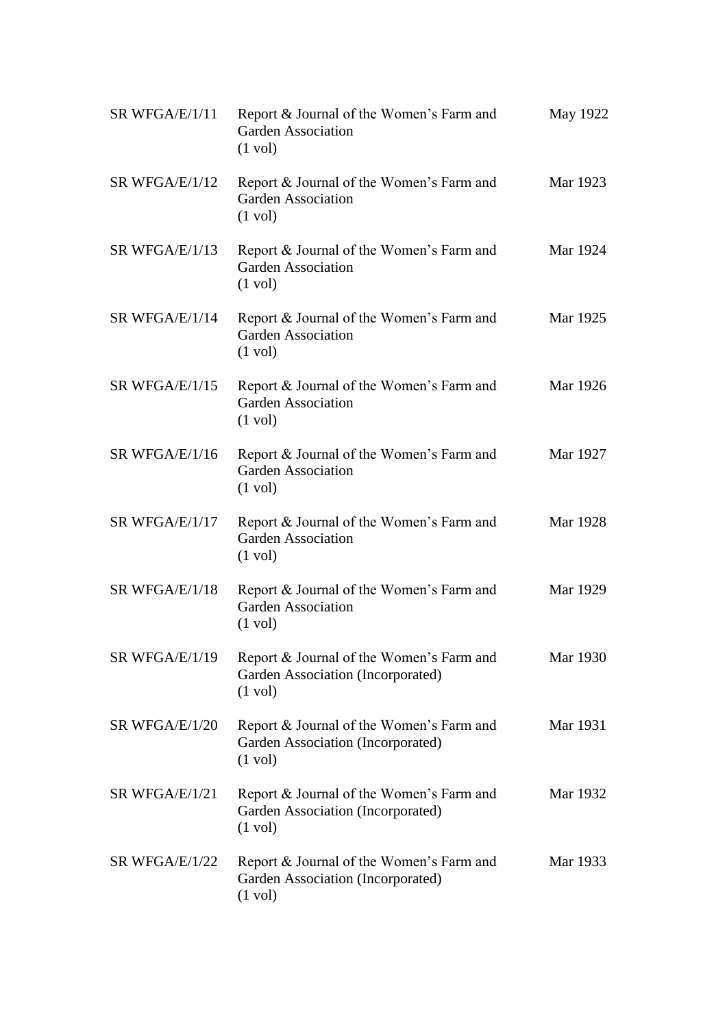| | | |
|---|---|---|
| SR WFGA/E/1/11 | Report & Journal of the Women's Farm and Garden Association<br>(1 vol) | May 1922 |
| SR WFGA/E/1/12 | Report & Journal of the Women's Farm and Garden Association<br>(1 vol) | Mar 1923 |
| SR WFGA/E/1/13 | Report & Journal of the Women's Farm and Garden Association<br>(1 vol) | Mar 1924 |
| SR WFGA/E/1/14 | Report & Journal of the Women's Farm and Garden Association<br>(1 vol) | Mar 1925 |
| SR WFGA/E/1/15 | Report & Journal of the Women's Farm and Garden Association<br>(1 vol) | Mar 1926 |
| SR WFGA/E/1/16 | Report & Journal of the Women's Farm and Garden Association<br>(1 vol) | Mar 1927 |
| SR WFGA/E/1/17 | Report & Journal of the Women's Farm and Garden Association<br>(1 vol) | Mar 1928 |
| SR WFGA/E/1/18 | Report & Journal of the Women's Farm and Garden Association<br>(1 vol) | Mar 1929 |
| SR WFGA/E/1/19 | Report & Journal of the Women's Farm and Garden Association (Incorporated)<br>(1 vol) | Mar 1930 |
| SR WFGA/E/1/20 | Report & Journal of the Women's Farm and Garden Association (Incorporated)<br>(1 vol) | Mar 1931 |
| SR WFGA/E/1/21 | Report & Journal of the Women's Farm and Garden Association (Incorporated)<br>(1 vol) | Mar 1932 |
| SR WFGA/E/1/22 | Report & Journal of the Women's Farm and Garden Association (Incorporated)<br>(1 vol) | Mar 1933 |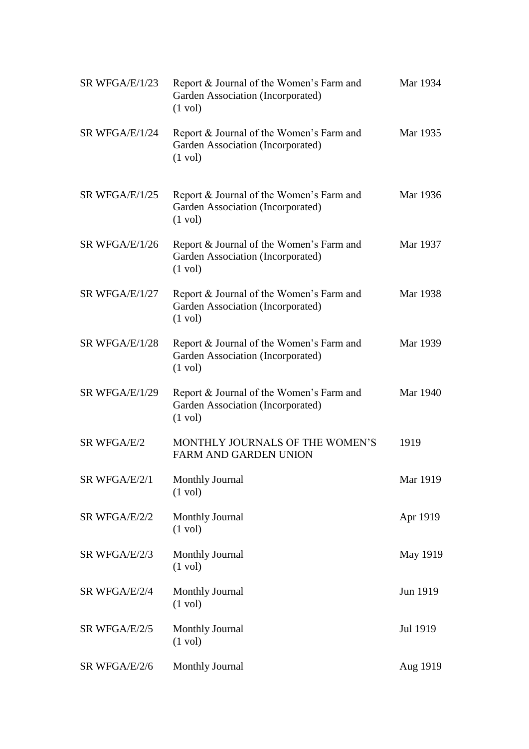| | | |
|---|---|---|
| SR WFGA/E/1/23 | Report & Journal of the Women's Farm and Garden Association (Incorporated)<br>(1 vol) | Mar 1934 |
| SR WFGA/E/1/24 | Report & Journal of the Women's Farm and Garden Association (Incorporated)<br>(1 vol) | Mar 1935 |
| SR WFGA/E/1/25 | Report & Journal of the Women's Farm and Garden Association (Incorporated)<br>(1 vol) | Mar 1936 |
| SR WFGA/E/1/26 | Report & Journal of the Women's Farm and Garden Association (Incorporated)<br>(1 vol) | Mar 1937 |
| SR WFGA/E/1/27 | Report & Journal of the Women's Farm and Garden Association (Incorporated)<br>(1 vol) | Mar 1938 |
| SR WFGA/E/1/28 | Report & Journal of the Women's Farm and Garden Association (Incorporated)<br>(1 vol) | Mar 1939 |
| SR WFGA/E/1/29 | Report & Journal of the Women's Farm and Garden Association (Incorporated)<br>(1 vol) | Mar 1940 |
| SR WFGA/E/2 | MONTHLY JOURNALS OF THE WOMEN'S FARM AND GARDEN UNION | 1919 |
| SR WFGA/E/2/1 | Monthly Journal<br>(1 vol) | Mar 1919 |
| SR WFGA/E/2/2 | Monthly Journal<br>(1 vol) | Apr 1919 |
| SR WFGA/E/2/3 | Monthly Journal<br>(1 vol) | May 1919 |
| SR WFGA/E/2/4 | Monthly Journal<br>(1 vol) | Jun 1919 |
| SR WFGA/E/2/5 | Monthly Journal<br>(1 vol) | Jul 1919 |
| SR WFGA/E/2/6 | Monthly Journal | Aug 1919 |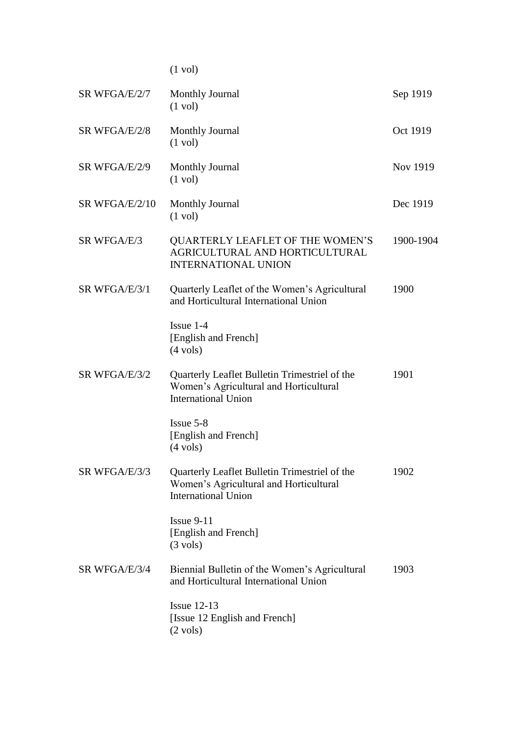| | | |
|---|---|---|
| | (1 vol) | |
| SR WFGA/E/2/7 | Monthly Journal<br>(1 vol) | Sep 1919 |
| SR WFGA/E/2/8 | Monthly Journal<br>(1 vol) | Oct 1919 |
| SR WFGA/E/2/9 | Monthly Journal<br>(1 vol) | Nov 1919 |
| SR WFGA/E/2/10 | Monthly Journal<br>(1 vol) | Dec 1919 |
| SR WFGA/E/3 | QUARTERLY LEAFLET OF THE WOMEN'S AGRICULTURAL AND HORTICULTURAL INTERNATIONAL UNION | 1900-1904 |
| SR WFGA/E/3/1 | Quarterly Leaflet of the Women's Agricultural and Horticultural International Union<br><br>Issue 1-4<br>[English and French]<br>(4 vols) | 1900 |
| SR WFGA/E/3/2 | Quarterly Leaflet Bulletin Trimestriel of the Women's Agricultural and Horticultural International Union<br><br>Issue 5-8<br>[English and French]<br>(4 vols) | 1901 |
| SR WFGA/E/3/3 | Quarterly Leaflet Bulletin Trimestriel of the Women's Agricultural and Horticultural International Union<br><br>Issue 9-11<br>[English and French]<br>(3 vols) | 1902 |
| SR WFGA/E/3/4 | Biennial Bulletin of the Women's Agricultural and Horticultural International Union<br><br>Issue 12-13<br>[Issue 12 English and French]<br>(2 vols) | 1903 |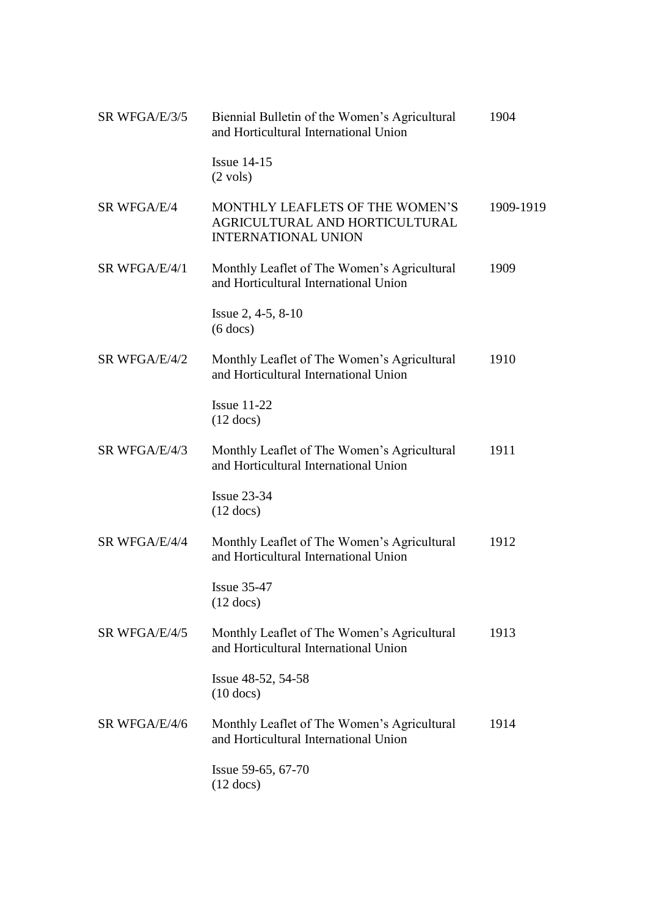| | | |
|---|---|---|
| SR WFGA/E/3/5 | Biennial Bulletin of the Women's Agricultural and Horticultural International Union<br><br>Issue 14-15<br>(2 vols) | 1904 |
| SR WFGA/E/4 | MONTHLY LEAFLETS OF THE WOMEN'S AGRICULTURAL AND HORTICULTURAL INTERNATIONAL UNION | 1909-1919 |
| SR WFGA/E/4/1 | Monthly Leaflet of The Women's Agricultural and Horticultural International Union<br><br>Issue 2, 4-5, 8-10<br>(6 docs) | 1909 |
| SR WFGA/E/4/2 | Monthly Leaflet of The Women's Agricultural and Horticultural International Union<br><br>Issue 11-22<br>(12 docs) | 1910 |
| SR WFGA/E/4/3 | Monthly Leaflet of The Women's Agricultural and Horticultural International Union<br><br>Issue 23-34<br>(12 docs) | 1911 |
| SR WFGA/E/4/4 | Monthly Leaflet of The Women's Agricultural and Horticultural International Union<br><br>Issue 35-47<br>(12 docs) | 1912 |
| SR WFGA/E/4/5 | Monthly Leaflet of The Women's Agricultural and Horticultural International Union<br><br>Issue 48-52, 54-58<br>(10 docs) | 1913 |
| SR WFGA/E/4/6 | Monthly Leaflet of The Women's Agricultural and Horticultural International Union<br><br>Issue 59-65, 67-70<br>(12 docs) | 1914 |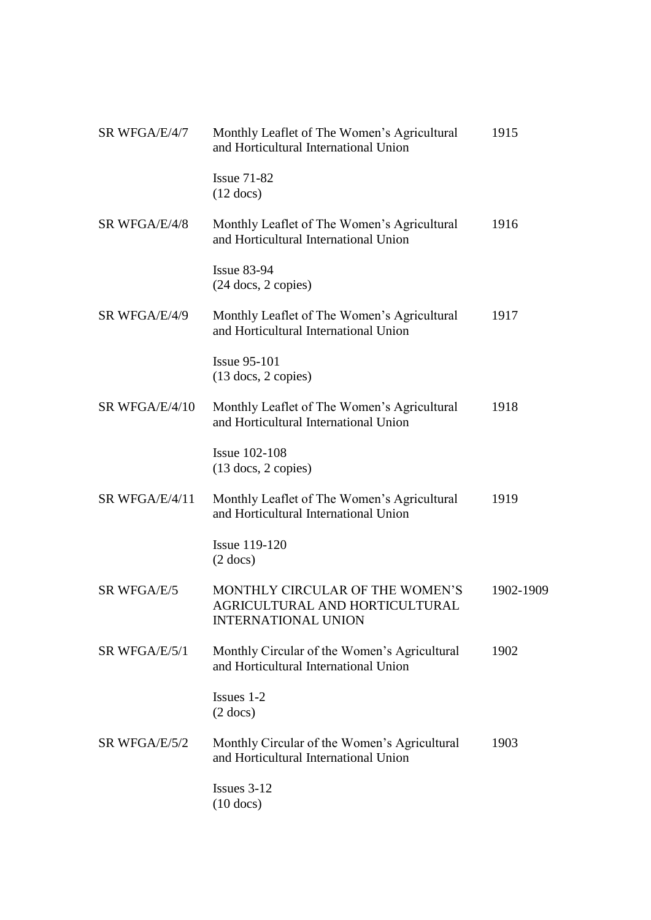| | | |
|---|---|---|
| SR WFGA/E/4/7 | Monthly Leaflet of The Women's Agricultural and Horticultural International Union<br><br>Issue 71-82<br>(12 docs) | 1915 |
| SR WFGA/E/4/8 | Monthly Leaflet of The Women's Agricultural and Horticultural International Union<br><br>Issue 83-94<br>(24 docs, 2 copies) | 1916 |
| SR WFGA/E/4/9 | Monthly Leaflet of The Women's Agricultural and Horticultural International Union<br><br>Issue 95-101<br>(13 docs, 2 copies) | 1917 |
| SR WFGA/E/4/10 | Monthly Leaflet of The Women's Agricultural and Horticultural International Union<br><br>Issue 102-108<br>(13 docs, 2 copies) | 1918 |
| SR WFGA/E/4/11 | Monthly Leaflet of The Women's Agricultural and Horticultural International Union<br><br>Issue 119-120<br>(2 docs) | 1919 |
| SR WFGA/E/5 | MONTHLY CIRCULAR OF THE WOMEN'S AGRICULTURAL AND HORTICULTURAL INTERNATIONAL UNION | 1902-1909 |
| SR WFGA/E/5/1 | Monthly Circular of the Women's Agricultural and Horticultural International Union<br><br>Issues 1-2<br>(2 docs) | 1902 |
| SR WFGA/E/5/2 | Monthly Circular of the Women's Agricultural and Horticultural International Union<br><br>Issues 3-12<br>(10 docs) | 1903 |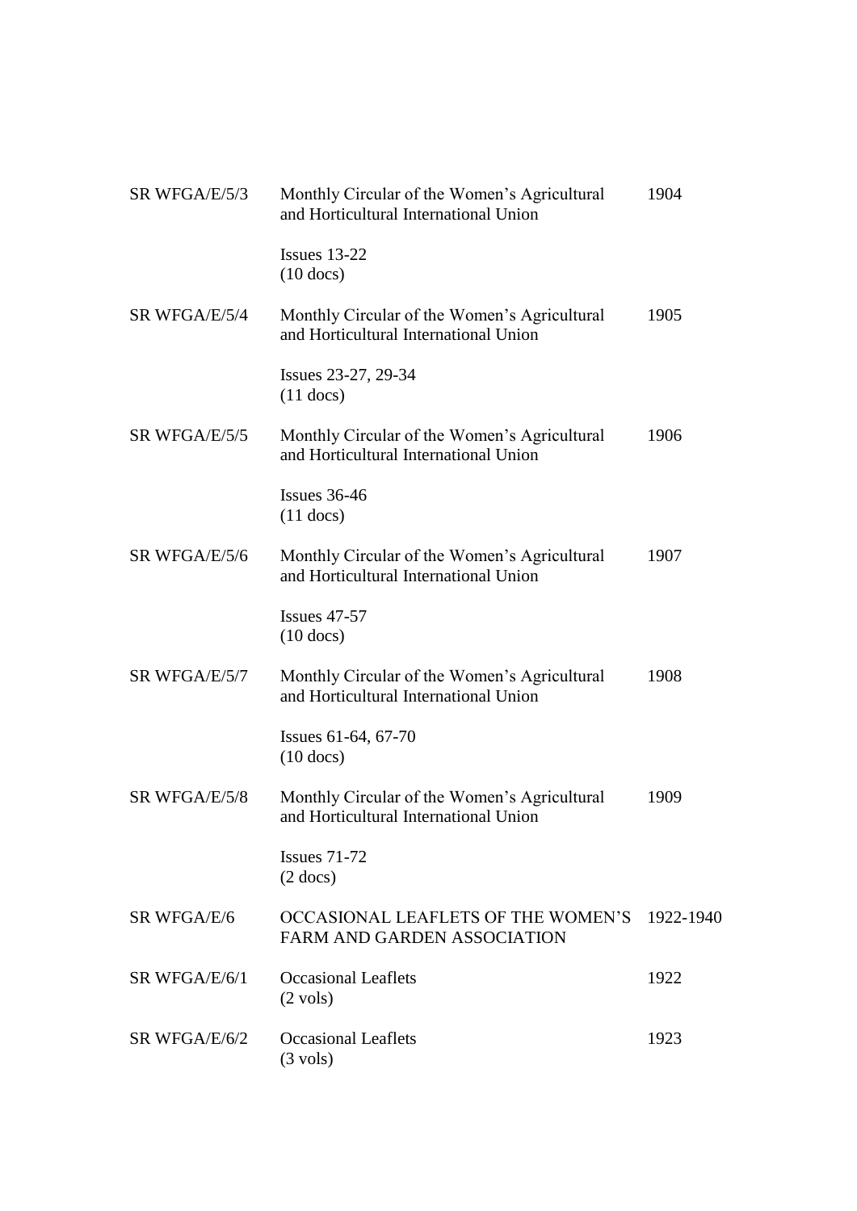| | | |
|---|---|---|
| SR WFGA/E/5/3 | Monthly Circular of the Women's Agricultural and Horticultural International Union<br><br>Issues 13-22<br>(10 docs) | 1904 |
| SR WFGA/E/5/4 | Monthly Circular of the Women's Agricultural and Horticultural International Union<br><br>Issues 23-27, 29-34<br>(11 docs) | 1905 |
| SR WFGA/E/5/5 | Monthly Circular of the Women's Agricultural and Horticultural International Union<br><br>Issues 36-46<br>(11 docs) | 1906 |
| SR WFGA/E/5/6 | Monthly Circular of the Women's Agricultural and Horticultural International Union<br><br>Issues 47-57<br>(10 docs) | 1907 |
| SR WFGA/E/5/7 | Monthly Circular of the Women's Agricultural and Horticultural International Union<br><br>Issues 61-64, 67-70<br>(10 docs) | 1908 |
| SR WFGA/E/5/8 | Monthly Circular of the Women's Agricultural and Horticultural International Union<br><br>Issues 71-72<br>(2 docs) | 1909 |
| SR WFGA/E/6 | OCCASIONAL LEAFLETS OF THE WOMEN'S FARM AND GARDEN ASSOCIATION | 1922-1940 |
| SR WFGA/E/6/1 | Occasional Leaflets<br>(2 vols) | 1922 |
| SR WFGA/E/6/2 | Occasional Leaflets<br>(3 vols) | 1923 |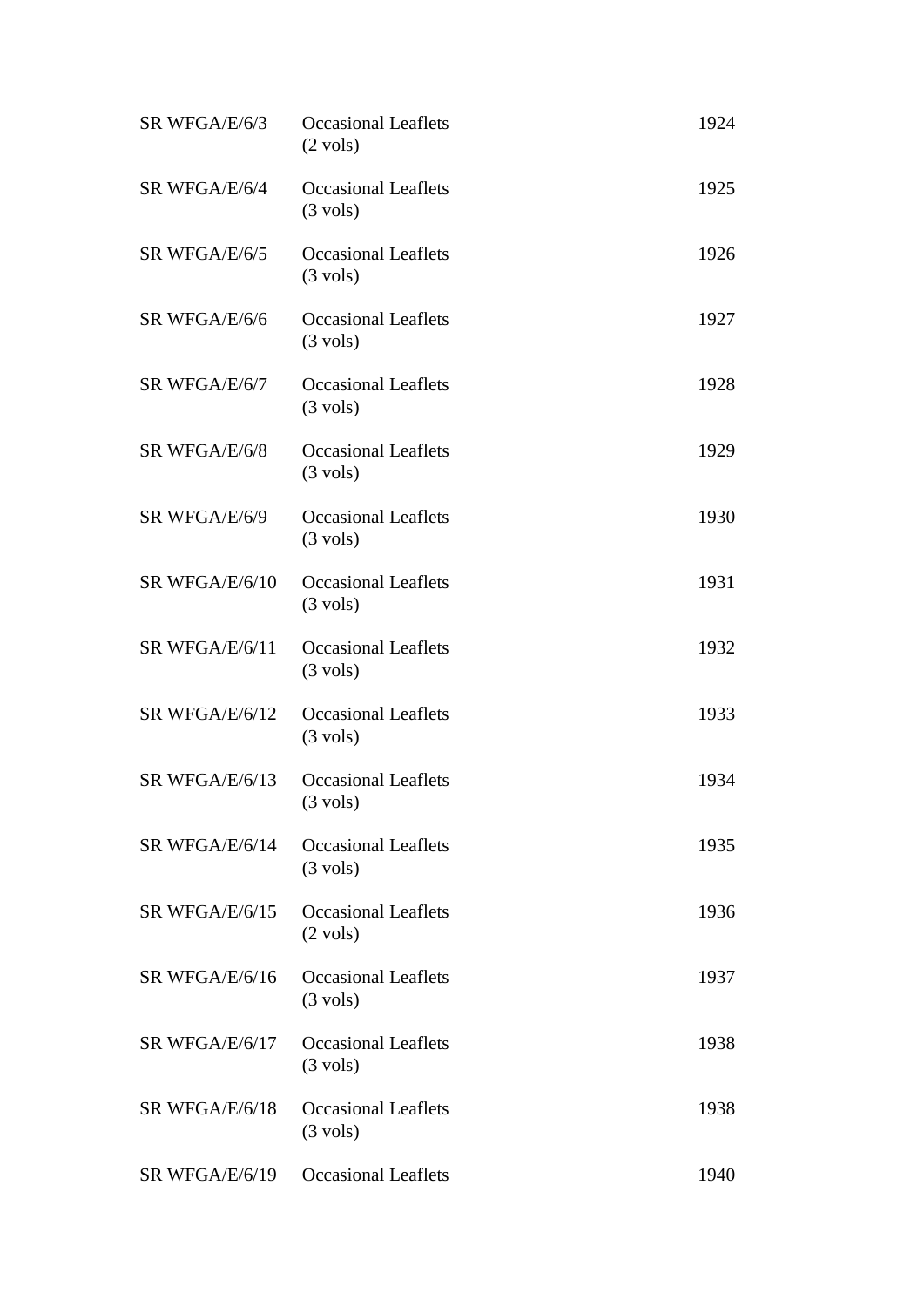| | | |
|---|---|---|
| SR WFGA/E/6/3 | Occasional Leaflets (2 vols) | 1924 |
| SR WFGA/E/6/4 | Occasional Leaflets (3 vols) | 1925 |
| SR WFGA/E/6/5 | Occasional Leaflets (3 vols) | 1926 |
| SR WFGA/E/6/6 | Occasional Leaflets (3 vols) | 1927 |
| SR WFGA/E/6/7 | Occasional Leaflets (3 vols) | 1928 |
| SR WFGA/E/6/8 | Occasional Leaflets (3 vols) | 1929 |
| SR WFGA/E/6/9 | Occasional Leaflets (3 vols) | 1930 |
| SR WFGA/E/6/10 | Occasional Leaflets (3 vols) | 1931 |
| SR WFGA/E/6/11 | Occasional Leaflets (3 vols) | 1932 |
| SR WFGA/E/6/12 | Occasional Leaflets (3 vols) | 1933 |
| SR WFGA/E/6/13 | Occasional Leaflets (3 vols) | 1934 |
| SR WFGA/E/6/14 | Occasional Leaflets (3 vols) | 1935 |
| SR WFGA/E/6/15 | Occasional Leaflets (2 vols) | 1936 |
| SR WFGA/E/6/16 | Occasional Leaflets (3 vols) | 1937 |
| SR WFGA/E/6/17 | Occasional Leaflets (3 vols) | 1938 |
| SR WFGA/E/6/18 | Occasional Leaflets (3 vols) | 1938 |
| SR WFGA/E/6/19 | Occasional Leaflets | 1940 |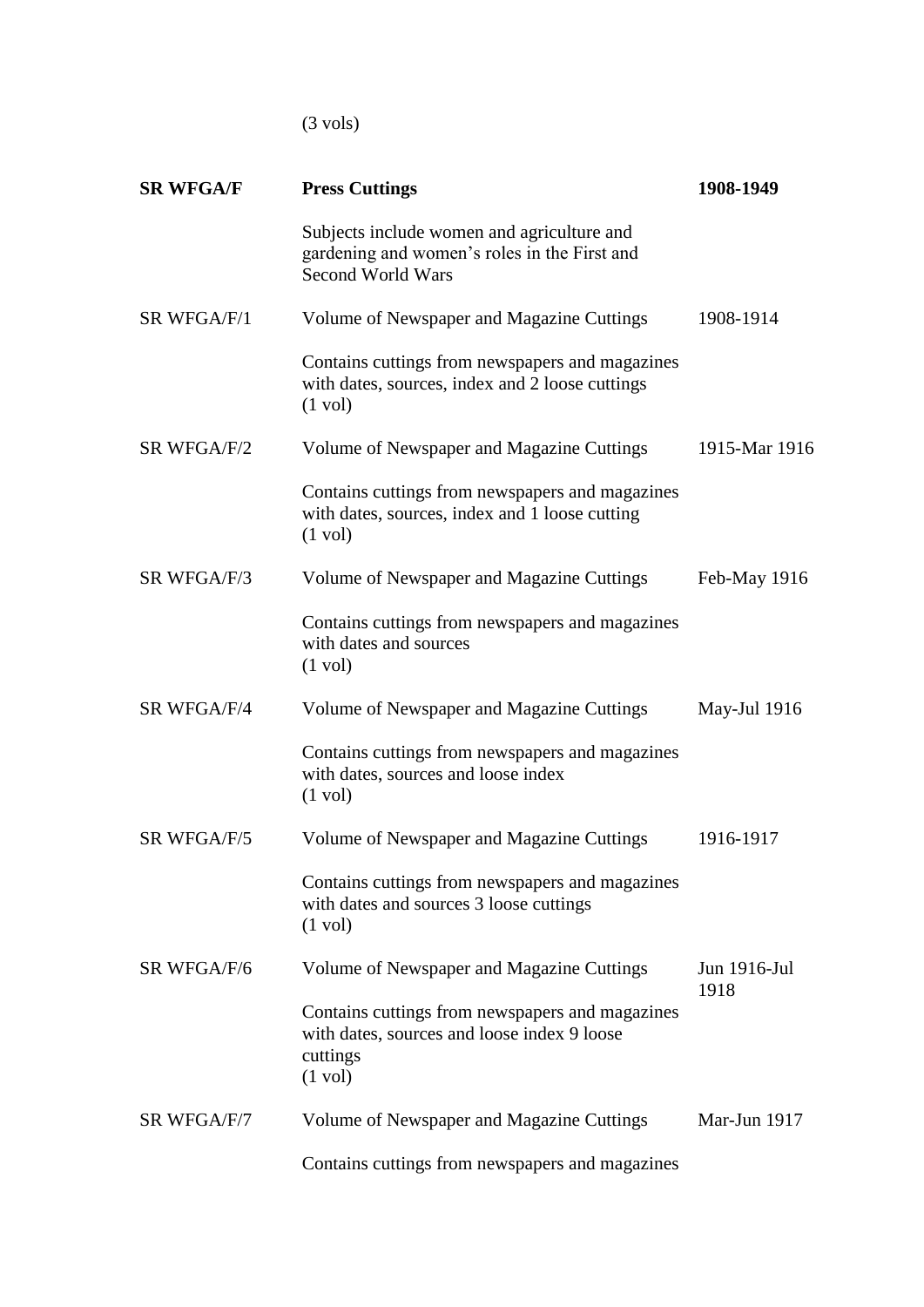(3 vols)

| | | |
|---|---|---|
| **SR WFGA/F** | **Press Cuttings** | **1908-1949** |
| | Subjects include women and agriculture and gardening and women's roles in the First and Second World Wars | |
| SR WFGA/F/1 | Volume of Newspaper and Magazine Cuttings | 1908-1914 |
| | Contains cuttings from newspapers and magazines with dates, sources, index and 2 loose cuttings (1 vol) | |
| SR WFGA/F/2 | Volume of Newspaper and Magazine Cuttings | 1915-Mar 1916 |
| | Contains cuttings from newspapers and magazines with dates, sources, index and 1 loose cutting (1 vol) | |
| SR WFGA/F/3 | Volume of Newspaper and Magazine Cuttings | Feb-May 1916 |
| | Contains cuttings from newspapers and magazines with dates and sources (1 vol) | |
| SR WFGA/F/4 | Volume of Newspaper and Magazine Cuttings | May-Jul 1916 |
| | Contains cuttings from newspapers and magazines with dates, sources and loose index (1 vol) | |
| SR WFGA/F/5 | Volume of Newspaper and Magazine Cuttings | 1916-1917 |
| | Contains cuttings from newspapers and magazines with dates and sources 3 loose cuttings (1 vol) | |
| SR WFGA/F/6 | Volume of Newspaper and Magazine Cuttings | Jun 1916-Jul 1918 |
| | Contains cuttings from newspapers and magazines with dates, sources and loose index 9 loose cuttings (1 vol) | |
| SR WFGA/F/7 | Volume of Newspaper and Magazine Cuttings | Mar-Jun 1917 |
| | Contains cuttings from newspapers and magazines | |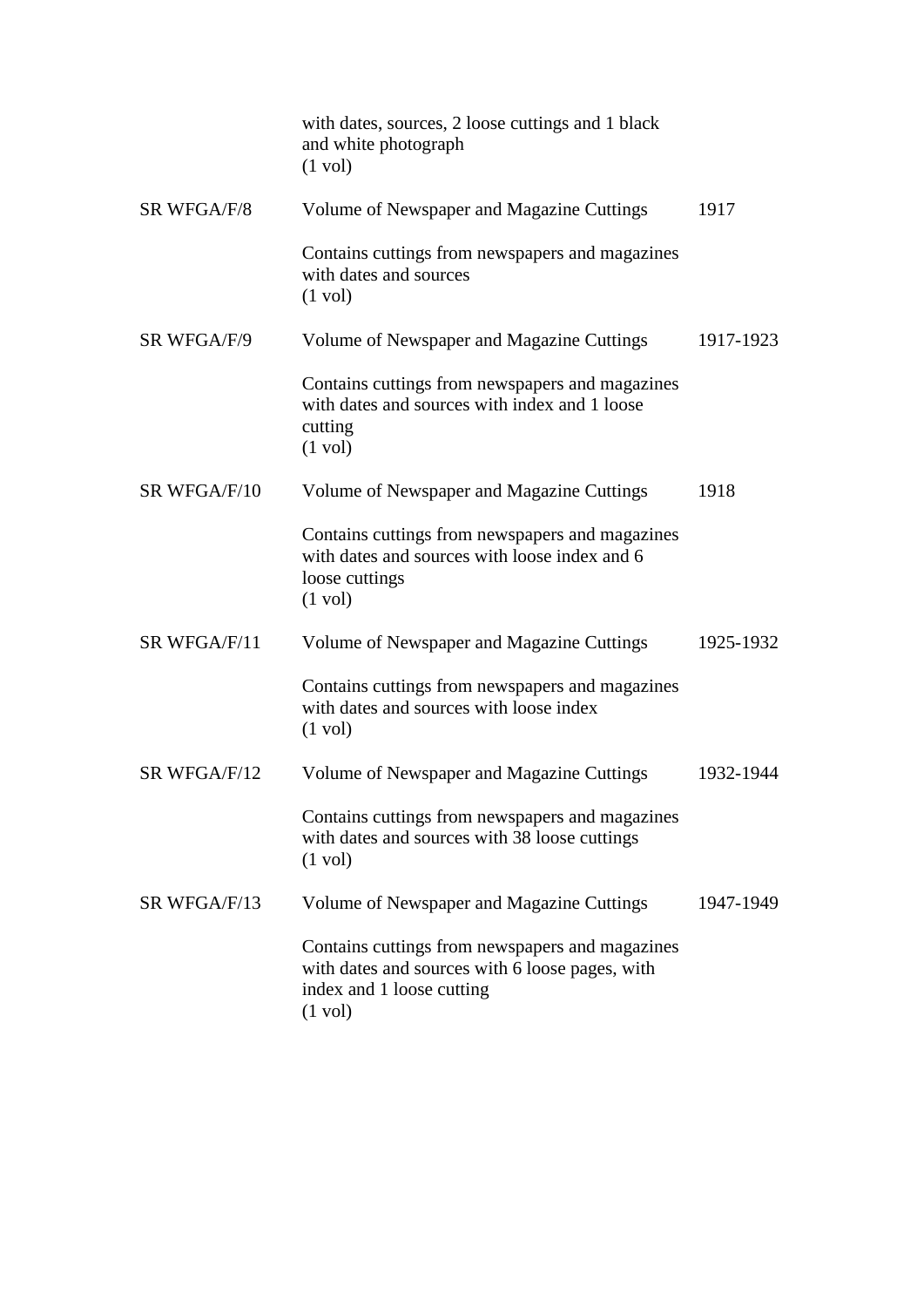| | | |
|---|---|---|
| | with dates, sources, 2 loose cuttings and 1 black and white photograph<br>(1 vol) | |
| SR WFGA/F/8 | Volume of Newspaper and Magazine Cuttings<br><br>Contains cuttings from newspapers and magazines with dates and sources<br>(1 vol) | 1917 |
| SR WFGA/F/9 | Volume of Newspaper and Magazine Cuttings<br><br>Contains cuttings from newspapers and magazines with dates and sources with index and 1 loose cutting<br>(1 vol) | 1917-1923 |
| SR WFGA/F/10 | Volume of Newspaper and Magazine Cuttings<br><br>Contains cuttings from newspapers and magazines with dates and sources with loose index and 6 loose cuttings<br>(1 vol) | 1918 |
| SR WFGA/F/11 | Volume of Newspaper and Magazine Cuttings<br><br>Contains cuttings from newspapers and magazines with dates and sources with loose index<br>(1 vol) | 1925-1932 |
| SR WFGA/F/12 | Volume of Newspaper and Magazine Cuttings<br><br>Contains cuttings from newspapers and magazines with dates and sources with 38 loose cuttings<br>(1 vol) | 1932-1944 |
| SR WFGA/F/13 | Volume of Newspaper and Magazine Cuttings<br><br>Contains cuttings from newspapers and magazines with dates and sources with 6 loose pages, with index and 1 loose cutting<br>(1 vol) | 1947-1949 |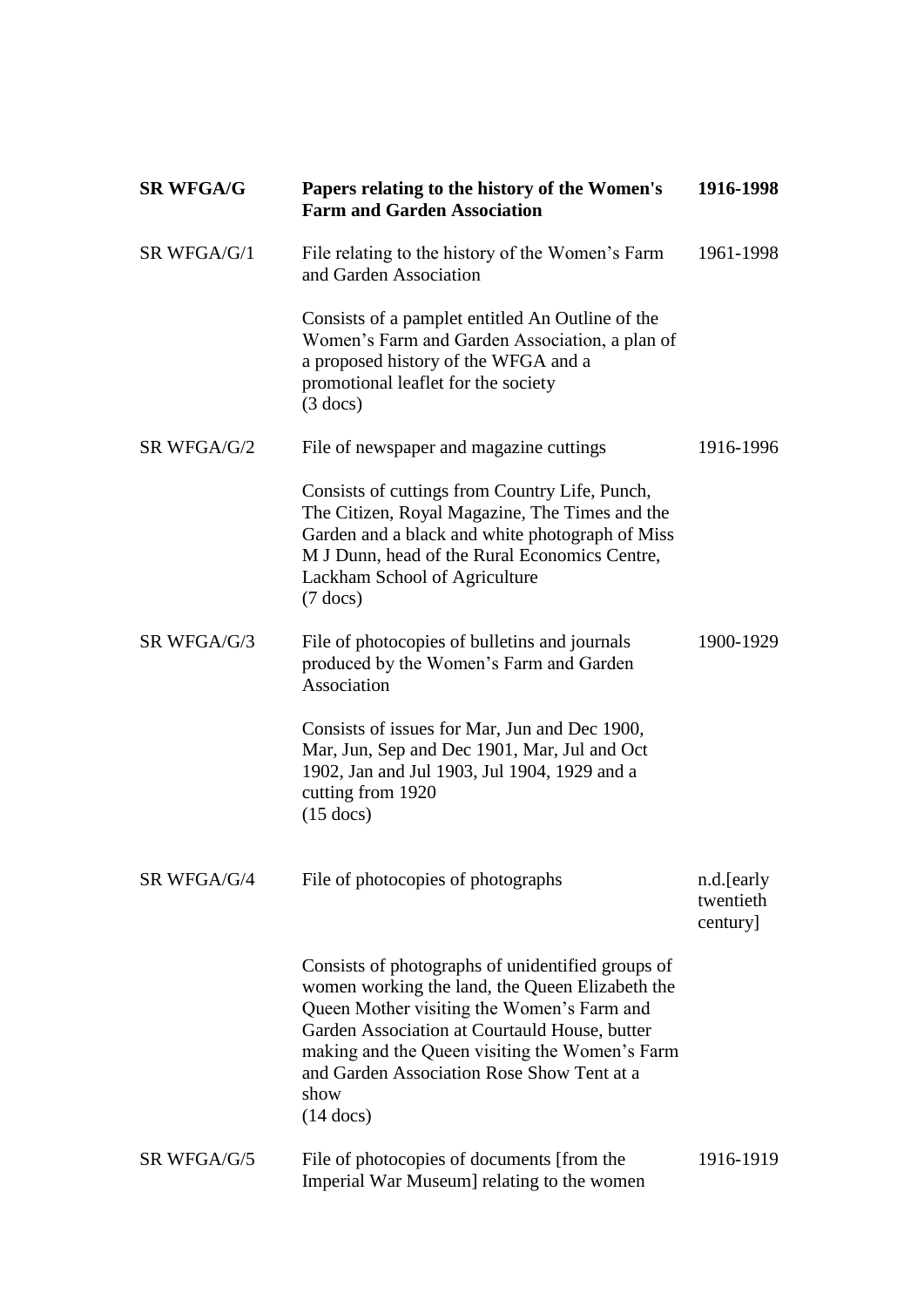| | | |
|---|---|---|
| **SR WFGA/G** | **Papers relating to the history of the Women's Farm and Garden Association** | **1916-1998** |
| SR WFGA/G/1 | File relating to the history of the Women's Farm and Garden Association<br><br>Consists of a pamplet entitled An Outline of the Women's Farm and Garden Association, a plan of a proposed history of the WFGA and a promotional leaflet for the society<br>(3 docs) | 1961-1998 |
| SR WFGA/G/2 | File of newspaper and magazine cuttings<br><br>Consists of cuttings from Country Life, Punch, The Citizen, Royal Magazine, The Times and the Garden and a black and white photograph of Miss M J Dunn, head of the Rural Economics Centre, Lackham School of Agriculture<br>(7 docs) | 1916-1996 |
| SR WFGA/G/3 | File of photocopies of bulletins and journals produced by the Women's Farm and Garden Association<br><br>Consists of issues for Mar, Jun and Dec 1900, Mar, Jun, Sep and Dec 1901, Mar, Jul and Oct 1902, Jan and Jul 1903, Jul 1904, 1929 and a cutting from 1920<br>(15 docs) | 1900-1929 |
| SR WFGA/G/4 | File of photocopies of photographs<br><br>Consists of photographs of unidentified groups of women working the land, the Queen Elizabeth the Queen Mother visiting the Women's Farm and Garden Association at Courtauld House, butter making and the Queen visiting the Women's Farm and Garden Association Rose Show Tent at a show<br>(14 docs) | n.d.[early twentieth century] |
| SR WFGA/G/5 | File of photocopies of documents [from the Imperial War Museum] relating to the women | 1916-1919 |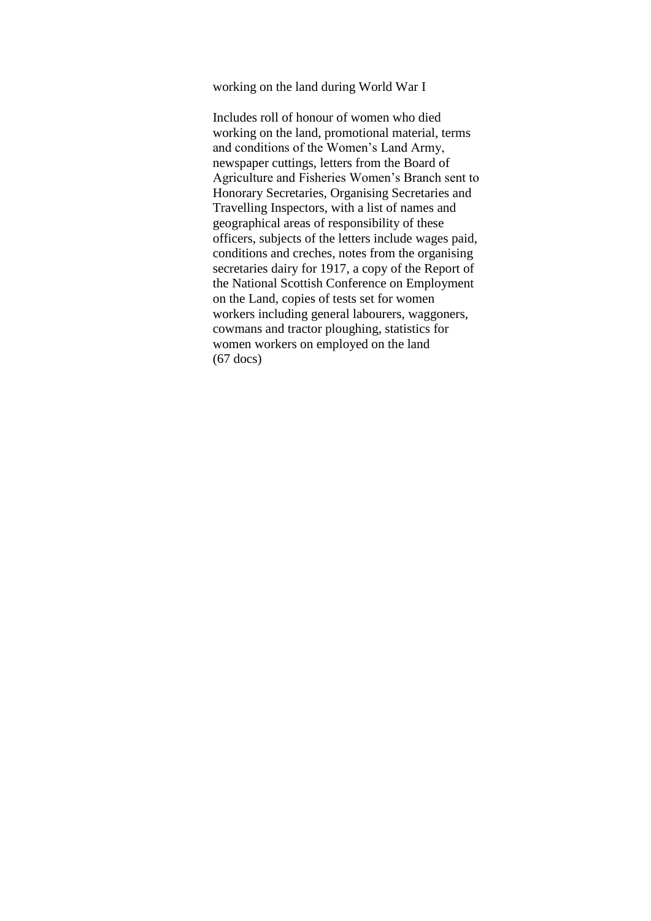working on the land during World War I

Includes roll of honour of women who died working on the land, promotional material, terms and conditions of the Women's Land Army, newspaper cuttings, letters from the Board of Agriculture and Fisheries Women's Branch sent to Honorary Secretaries, Organising Secretaries and Travelling Inspectors, with a list of names and geographical areas of responsibility of these officers, subjects of the letters include wages paid, conditions and creches, notes from the organising secretaries dairy for 1917, a copy of the Report of the National Scottish Conference on Employment on the Land, copies of tests set for women workers including general labourers, waggoners, cowmans and tractor ploughing, statistics for women workers on employed on the land
(67 docs)